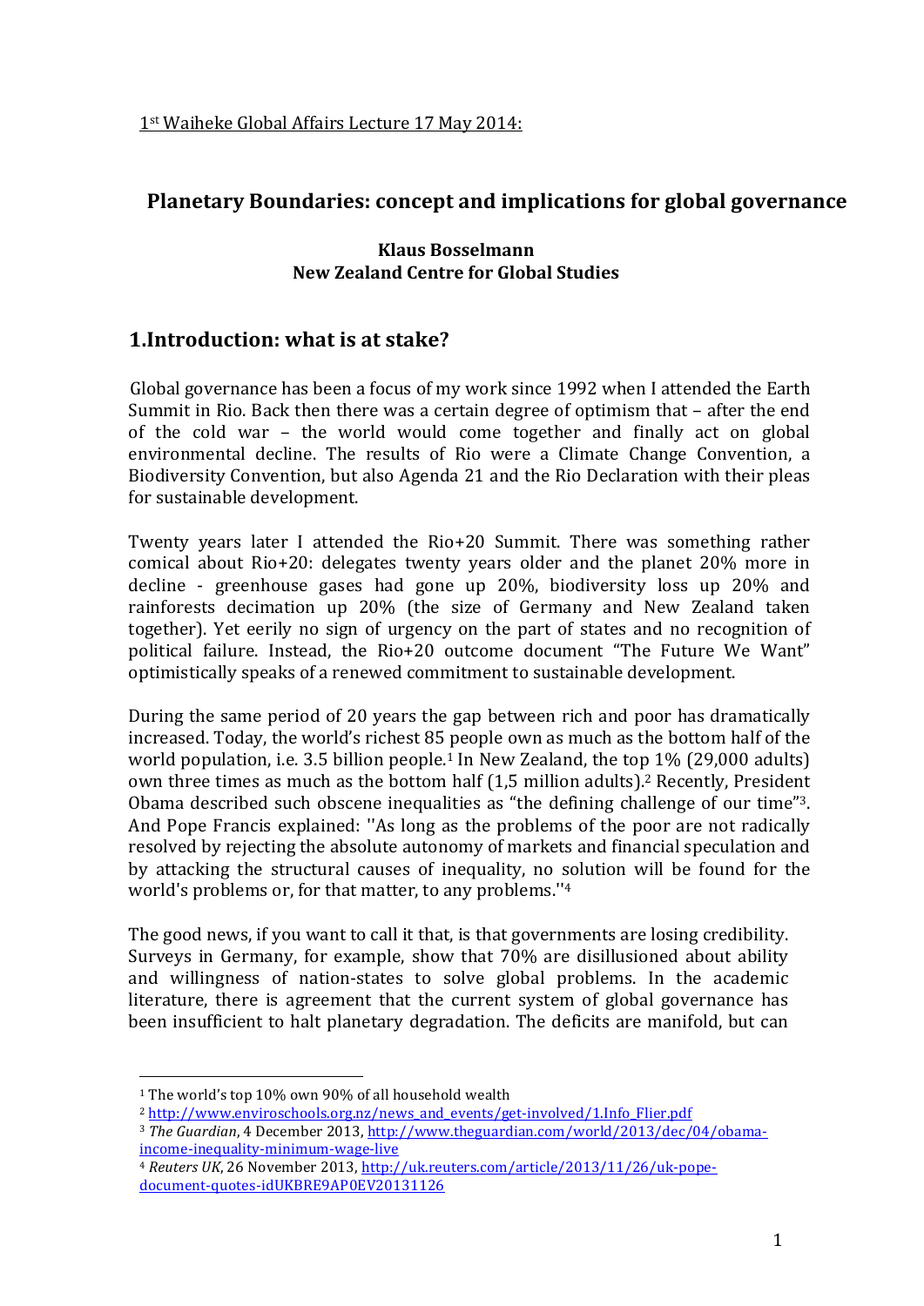1st Waiheke Global Affairs Lecture 17 May 2014:

# Planetary Boundaries: concept and implications for global governance

**Klaus Bosselmann**
**New Zealand Centre for Global Studies**

## 1.Introduction: what is at stake?

Global governance has been a focus of my work since 1992 when I attended the Earth Summit in Rio. Back then there was a certain degree of optimism that – after the end of the cold war – the world would come together and finally act on global environmental decline. The results of Rio were a Climate Change Convention, a Biodiversity Convention, but also Agenda 21 and the Rio Declaration with their pleas for sustainable development.

Twenty years later I attended the Rio+20 Summit. There was something rather comical about Rio+20: delegates twenty years older and the planet 20% more in decline - greenhouse gases had gone up 20%, biodiversity loss up 20% and rainforests decimation up 20% (the size of Germany and New Zealand taken together). Yet eerily no sign of urgency on the part of states and no recognition of political failure. Instead, the Rio+20 outcome document "The Future We Want" optimistically speaks of a renewed commitment to sustainable development.

During the same period of 20 years the gap between rich and poor has dramatically increased. Today, the world's richest 85 people own as much as the bottom half of the world population, i.e. 3.5 billion people.[1] In New Zealand, the top 1% (29,000 adults) own three times as much as the bottom half (1,5 million adults).[2] Recently, President Obama described such obscene inequalities as "the defining challenge of our time"[3]. And Pope Francis explained: ''As long as the problems of the poor are not radically resolved by rejecting the absolute autonomy of markets and financial speculation and by attacking the structural causes of inequality, no solution will be found for the world's problems or, for that matter, to any problems.''[4]

The good news, if you want to call it that, is that governments are losing credibility. Surveys in Germany, for example, show that 70% are disillusioned about ability and willingness of nation-states to solve global problems. In the academic literature, there is agreement that the current system of global governance has been insufficient to halt planetary degradation. The deficits are manifold, but can

---

[1] The world's top 10% own 90% of all household wealth

[2] http://www.enviroschools.org.nz/news_and_events/get-involved/1.Info_Flier.pdf

[3] *The Guardian*, 4 December 2013, http://www.theguardian.com/world/2013/dec/04/obama-income-inequality-minimum-wage-live

[4] *Reuters UK*, 26 November 2013, http://uk.reuters.com/article/2013/11/26/uk-pope-document-quotes-idUKBRE9AP0EV20131126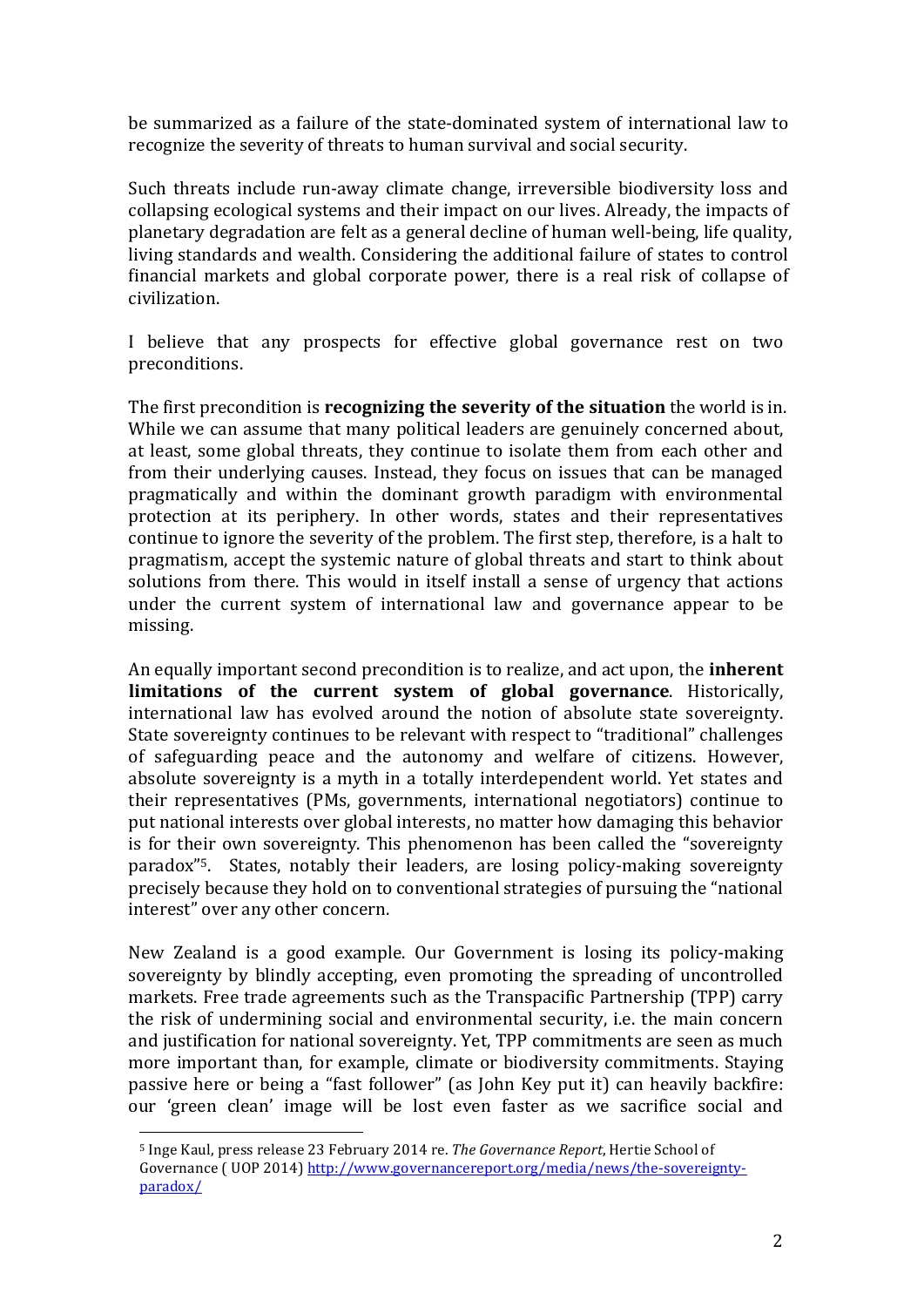be summarized as a failure of the state-dominated system of international law to recognize the severity of threats to human survival and social security.

Such threats include run-away climate change, irreversible biodiversity loss and collapsing ecological systems and their impact on our lives. Already, the impacts of planetary degradation are felt as a general decline of human well-being, life quality, living standards and wealth. Considering the additional failure of states to control financial markets and global corporate power, there is a real risk of collapse of civilization.

I believe that any prospects for effective global governance rest on two preconditions.

The first precondition is **recognizing the severity of the situation** the world is in. While we can assume that many political leaders are genuinely concerned about, at least, some global threats, they continue to isolate them from each other and from their underlying causes. Instead, they focus on issues that can be managed pragmatically and within the dominant growth paradigm with environmental protection at its periphery. In other words, states and their representatives continue to ignore the severity of the problem. The first step, therefore, is a halt to pragmatism, accept the systemic nature of global threats and start to think about solutions from there. This would in itself install a sense of urgency that actions under the current system of international law and governance appear to be missing.

An equally important second precondition is to realize, and act upon, the **inherent limitations of the current system of global governance**. Historically, international law has evolved around the notion of absolute state sovereignty. State sovereignty continues to be relevant with respect to "traditional" challenges of safeguarding peace and the autonomy and welfare of citizens. However, absolute sovereignty is a myth in a totally interdependent world. Yet states and their representatives (PMs, governments, international negotiators) continue to put national interests over global interests, no matter how damaging this behavior is for their own sovereignty. This phenomenon has been called the "sovereignty paradox"[5]. States, notably their leaders, are losing policy-making sovereignty precisely because they hold on to conventional strategies of pursuing the "national interest" over any other concern.

New Zealand is a good example. Our Government is losing its policy-making sovereignty by blindly accepting, even promoting the spreading of uncontrolled markets. Free trade agreements such as the Transpacific Partnership (TPP) carry the risk of undermining social and environmental security, i.e. the main concern and justification for national sovereignty. Yet, TPP commitments are seen as much more important than, for example, climate or biodiversity commitments. Staying passive here or being a "fast follower" (as John Key put it) can heavily backfire: our 'green clean' image will be lost even faster as we sacrifice social and

---

[5] Inge Kaul, press release 23 February 2014 re. *The Governance Report*, Hertie School of Governance ( UOP 2014) http://www.governancereport.org/media/news/the-sovereignty-paradox/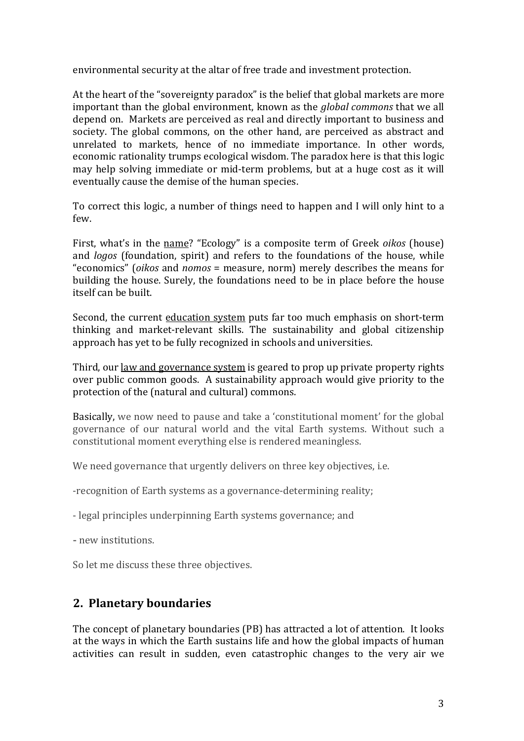environmental security at the altar of free trade and investment protection.

At the heart of the "sovereignty paradox" is the belief that global markets are more important than the global environment, known as the *global commons* that we all depend on. Markets are perceived as real and directly important to business and society. The global commons, on the other hand, are perceived as abstract and unrelated to markets, hence of no immediate importance. In other words, economic rationality trumps ecological wisdom. The paradox here is that this logic may help solving immediate or mid-term problems, but at a huge cost as it will eventually cause the demise of the human species.

To correct this logic, a number of things need to happen and I will only hint to a few.

First, what's in the name? "Ecology" is a composite term of Greek *oikos* (house) and *logos* (foundation, spirit) and refers to the foundations of the house, while "economics" (*oikos* and *nomos* = measure, norm) merely describes the means for building the house. Surely, the foundations need to be in place before the house itself can be built.

Second, the current education system puts far too much emphasis on short-term thinking and market-relevant skills. The sustainability and global citizenship approach has yet to be fully recognized in schools and universities.

Third, our law and governance system is geared to prop up private property rights over public common goods. A sustainability approach would give priority to the protection of the (natural and cultural) commons.

Basically, we now need to pause and take a 'constitutional moment' for the global governance of our natural world and the vital Earth systems. Without such a constitutional moment everything else is rendered meaningless.

We need governance that urgently delivers on three key objectives, i.e.

-recognition of Earth systems as a governance-determining reality;

- legal principles underpinning Earth systems governance; and

- new institutions.

So let me discuss these three objectives.

## 2. Planetary boundaries

The concept of planetary boundaries (PB) has attracted a lot of attention. It looks at the ways in which the Earth sustains life and how the global impacts of human activities can result in sudden, even catastrophic changes to the very air we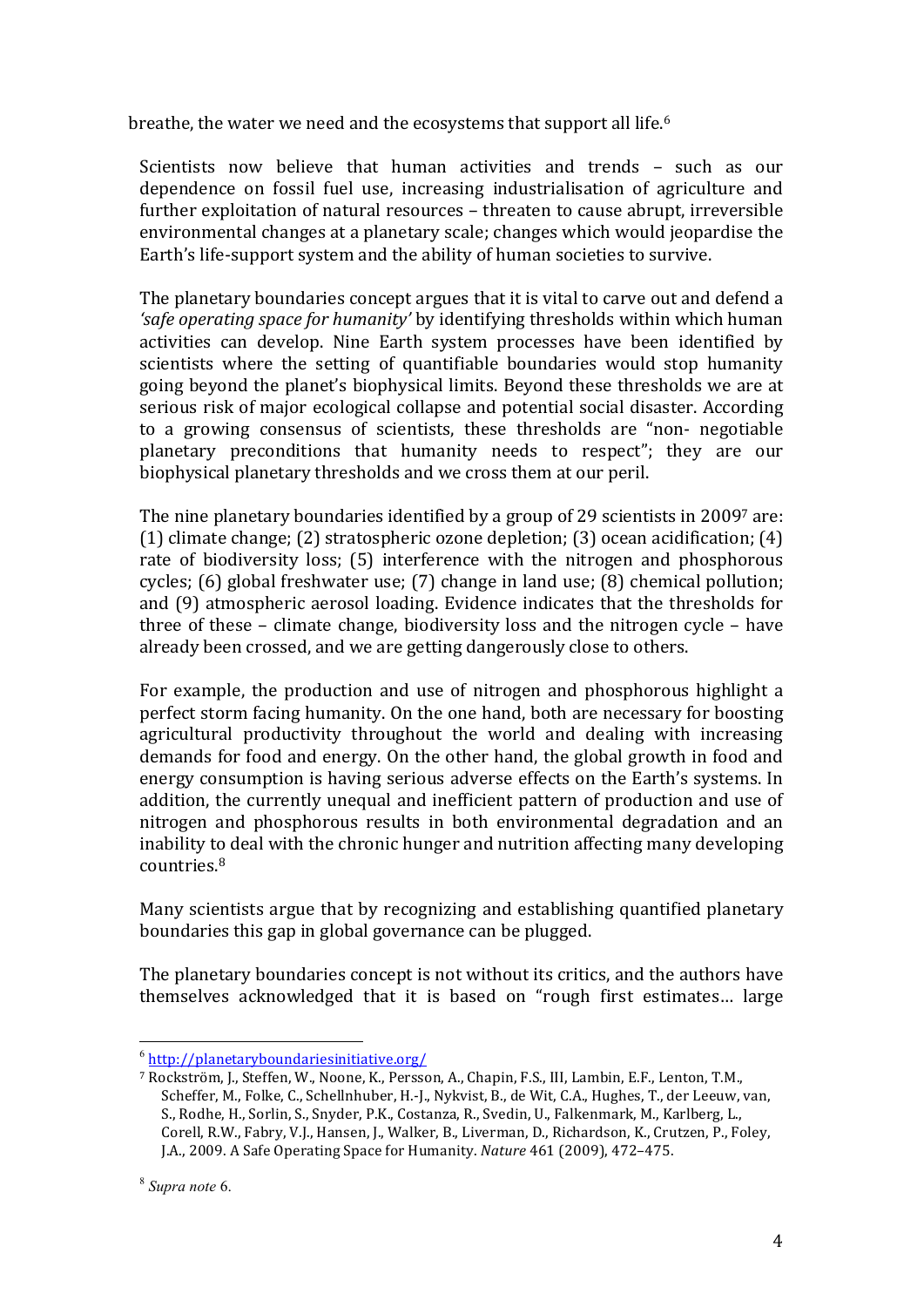breathe, the water we need and the ecosystems that support all life.[6]

Scientists now believe that human activities and trends – such as our dependence on fossil fuel use, increasing industrialisation of agriculture and further exploitation of natural resources – threaten to cause abrupt, irreversible environmental changes at a planetary scale; changes which would jeopardise the Earth's life-support system and the ability of human societies to survive.

The planetary boundaries concept argues that it is vital to carve out and defend a *'safe operating space for humanity'* by identifying thresholds within which human activities can develop. Nine Earth system processes have been identified by scientists where the setting of quantifiable boundaries would stop humanity going beyond the planet's biophysical limits. Beyond these thresholds we are at serious risk of major ecological collapse and potential social disaster. According to a growing consensus of scientists, these thresholds are "non- negotiable planetary preconditions that humanity needs to respect"; they are our biophysical planetary thresholds and we cross them at our peril.

The nine planetary boundaries identified by a group of 29 scientists in 2009[7] are: (1) climate change; (2) stratospheric ozone depletion; (3) ocean acidification; (4) rate of biodiversity loss; (5) interference with the nitrogen and phosphorous cycles; (6) global freshwater use; (7) change in land use; (8) chemical pollution; and (9) atmospheric aerosol loading. Evidence indicates that the thresholds for three of these – climate change, biodiversity loss and the nitrogen cycle – have already been crossed, and we are getting dangerously close to others.

For example, the production and use of nitrogen and phosphorous highlight a perfect storm facing humanity. On the one hand, both are necessary for boosting agricultural productivity throughout the world and dealing with increasing demands for food and energy. On the other hand, the global growth in food and energy consumption is having serious adverse effects on the Earth's systems. In addition, the currently unequal and inefficient pattern of production and use of nitrogen and phosphorous results in both environmental degradation and an inability to deal with the chronic hunger and nutrition affecting many developing countries.[8]

Many scientists argue that by recognizing and establishing quantified planetary boundaries this gap in global governance can be plugged.

The planetary boundaries concept is not without its critics, and the authors have themselves acknowledged that it is based on "rough first estimates… large

---

[6] http://planetaryboundariesinitiative.org/

[7] Rockström, J., Steffen, W., Noone, K., Persson, A., Chapin, F.S., III, Lambin, E.F., Lenton, T.M., Scheffer, M., Folke, C., Schellnhuber, H.-J., Nykvist, B., de Wit, C.A., Hughes, T., der Leeuw, van, S., Rodhe, H., Sorlin, S., Snyder, P.K., Costanza, R., Svedin, U., Falkenmark, M., Karlberg, L., Corell, R.W., Fabry, V.J., Hansen, J., Walker, B., Liverman, D., Richardson, K., Crutzen, P., Foley, J.A., 2009. A Safe Operating Space for Humanity. *Nature* 461 (2009), 472–475.

[8] *Supra note* 6.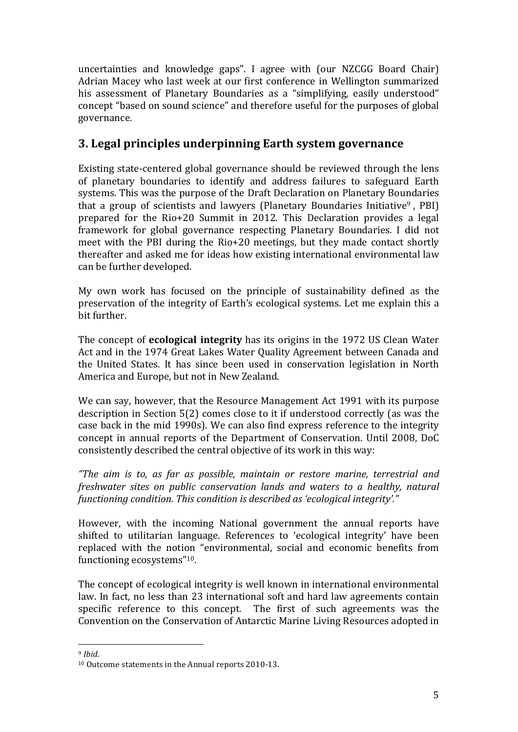uncertainties and knowledge gaps". I agree with (our NZCGG Board Chair) Adrian Macey who last week at our first conference in Wellington summarized his assessment of Planetary Boundaries as a "simplifying, easily understood" concept "based on sound science" and therefore useful for the purposes of global governance.

## 3. Legal principles underpinning Earth system governance

Existing state-centered global governance should be reviewed through the lens of planetary boundaries to identify and address failures to safeguard Earth systems. This was the purpose of the Draft Declaration on Planetary Boundaries that a group of scientists and lawyers (Planetary Boundaries Initiative[9], PBI) prepared for the Rio+20 Summit in 2012. This Declaration provides a legal framework for global governance respecting Planetary Boundaries. I did not meet with the PBI during the Rio+20 meetings, but they made contact shortly thereafter and asked me for ideas how existing international environmental law can be further developed.

My own work has focused on the principle of sustainability defined as the preservation of the integrity of Earth's ecological systems. Let me explain this a bit further.

The concept of **ecological integrity** has its origins in the 1972 US Clean Water Act and in the 1974 Great Lakes Water Quality Agreement between Canada and the United States. It has since been used in conservation legislation in North America and Europe, but not in New Zealand.

We can say, however, that the Resource Management Act 1991 with its purpose description in Section 5(2) comes close to it if understood correctly (as was the case back in the mid 1990s). We can also find express reference to the integrity concept in annual reports of the Department of Conservation. Until 2008, DoC consistently described the central objective of its work in this way:

*"The aim is to, as far as possible, maintain or restore marine, terrestrial and freshwater sites on public conservation lands and waters to a healthy, natural functioning condition. This condition is described as 'ecological integrity'."*

However, with the incoming National government the annual reports have shifted to utilitarian language. References to 'ecological integrity' have been replaced with the notion "environmental, social and economic benefits from functioning ecosystems"[10].

The concept of ecological integrity is well known in international environmental law. In fact, no less than 23 international soft and hard law agreements contain specific reference to this concept. The first of such agreements was the Convention on the Conservation of Antarctic Marine Living Resources adopted in

---

[9] *Ibid.*

[10] Outcome statements in the Annual reports 2010-13.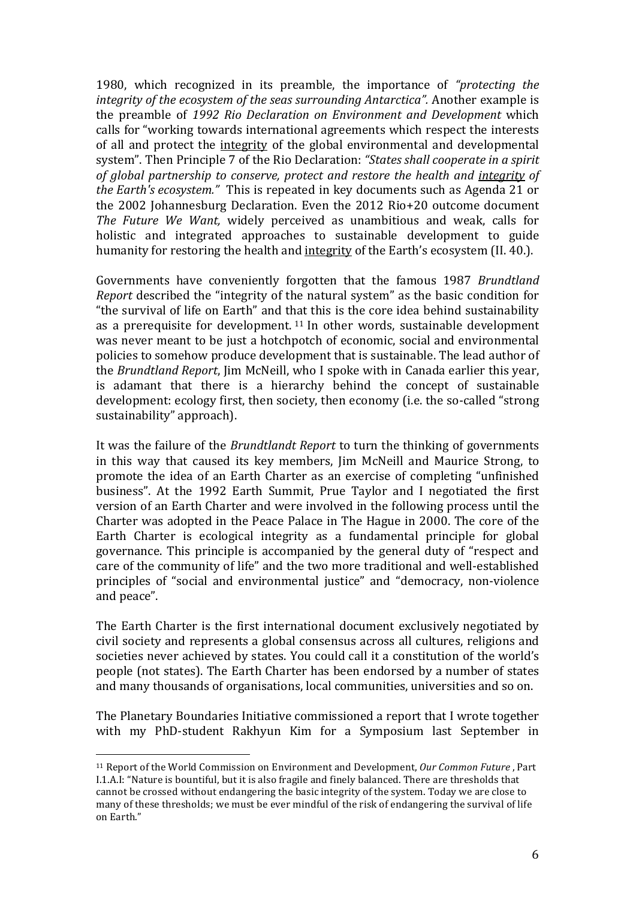1980, which recognized in its preamble, the importance of *"protecting the integrity of the ecosystem of the seas surrounding Antarctica".* Another example is the preamble of *1992 Rio Declaration on Environment and Development* which calls for "working towards international agreements which respect the interests of all and protect the <u>integrity</u> of the global environmental and developmental system". Then Principle 7 of the Rio Declaration: *"States shall cooperate in a spirit of global partnership to conserve, protect and restore the health and <u>integrity</u> of the Earth's ecosystem."* This is repeated in key documents such as Agenda 21 or the 2002 Johannesburg Declaration. Even the 2012 Rio+20 outcome document *The Future We Want,* widely perceived as unambitious and weak, calls for holistic and integrated approaches to sustainable development to guide humanity for restoring the health and <u>integrity</u> of the Earth's ecosystem (II. 40.).

Governments have conveniently forgotten that the famous 1987 *Brundtland Report* described the "integrity of the natural system" as the basic condition for "the survival of life on Earth" and that this is the core idea behind sustainability as a prerequisite for development. [11] In other words, sustainable development was never meant to be just a hotchpotch of economic, social and environmental policies to somehow produce development that is sustainable. The lead author of the *Brundtland Report*, Jim McNeill, who I spoke with in Canada earlier this year, is adamant that there is a hierarchy behind the concept of sustainable development: ecology first, then society, then economy (i.e. the so-called "strong sustainability" approach).

It was the failure of the *Brundtlandt Report* to turn the thinking of governments in this way that caused its key members, Jim McNeill and Maurice Strong, to promote the idea of an Earth Charter as an exercise of completing "unfinished business". At the 1992 Earth Summit, Prue Taylor and I negotiated the first version of an Earth Charter and were involved in the following process until the Charter was adopted in the Peace Palace in The Hague in 2000. The core of the Earth Charter is ecological integrity as a fundamental principle for global governance. This principle is accompanied by the general duty of "respect and care of the community of life" and the two more traditional and well-established principles of "social and environmental justice" and "democracy, non-violence and peace".

The Earth Charter is the first international document exclusively negotiated by civil society and represents a global consensus across all cultures, religions and societies never achieved by states. You could call it a constitution of the world's people (not states). The Earth Charter has been endorsed by a number of states and many thousands of organisations, local communities, universities and so on.

The Planetary Boundaries Initiative commissioned a report that I wrote together with my PhD-student Rakhyun Kim for a Symposium last September in

---

[11] Report of the World Commission on Environment and Development, *Our Common Future* , Part I.1.A.I: "Nature is bountiful, but it is also fragile and finely balanced. There are thresholds that cannot be crossed without endangering the basic integrity of the system. Today we are close to many of these thresholds; we must be ever mindful of the risk of endangering the survival of life on Earth."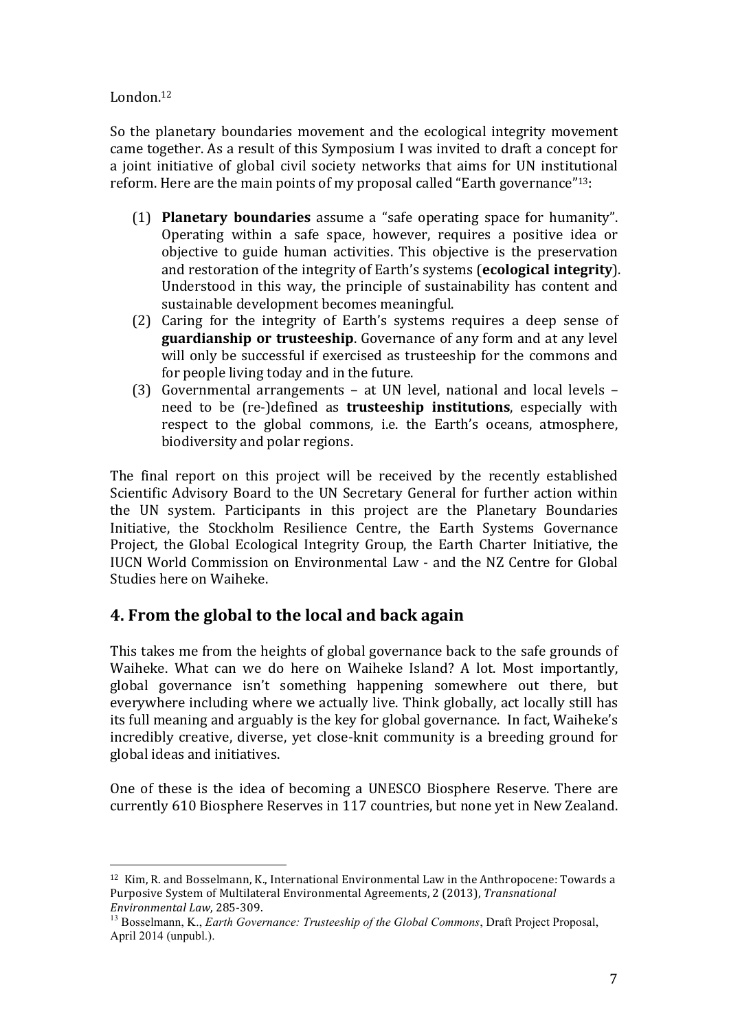London.[12]

So the planetary boundaries movement and the ecological integrity movement came together. As a result of this Symposium I was invited to draft a concept for a joint initiative of global civil society networks that aims for UN institutional reform. Here are the main points of my proposal called "Earth governance"[13]:

(1) **Planetary boundaries** assume a "safe operating space for humanity". Operating within a safe space, however, requires a positive idea or objective to guide human activities. This objective is the preservation and restoration of the integrity of Earth's systems (**ecological integrity**). Understood in this way, the principle of sustainability has content and sustainable development becomes meaningful.

(2) Caring for the integrity of Earth's systems requires a deep sense of **guardianship or trusteeship**. Governance of any form and at any level will only be successful if exercised as trusteeship for the commons and for people living today and in the future.

(3) Governmental arrangements – at UN level, national and local levels – need to be (re-)defined as **trusteeship institutions**, especially with respect to the global commons, i.e. the Earth's oceans, atmosphere, biodiversity and polar regions.

The final report on this project will be received by the recently established Scientific Advisory Board to the UN Secretary General for further action within the UN system. Participants in this project are the Planetary Boundaries Initiative, the Stockholm Resilience Centre, the Earth Systems Governance Project, the Global Ecological Integrity Group, the Earth Charter Initiative, the IUCN World Commission on Environmental Law - and the NZ Centre for Global Studies here on Waiheke.

## 4. From the global to the local and back again

This takes me from the heights of global governance back to the safe grounds of Waiheke. What can we do here on Waiheke Island? A lot. Most importantly, global governance isn't something happening somewhere out there, but everywhere including where we actually live. Think globally, act locally still has its full meaning and arguably is the key for global governance. In fact, Waiheke's incredibly creative, diverse, yet close-knit community is a breeding ground for global ideas and initiatives.

One of these is the idea of becoming a UNESCO Biosphere Reserve. There are currently 610 Biosphere Reserves in 117 countries, but none yet in New Zealand.

---

[12] Kim, R. and Bosselmann, K., International Environmental Law in the Anthropocene: Towards a Purposive System of Multilateral Environmental Agreements, 2 (2013), *Transnational Environmental Law*, 285-309.

[13] Bosselmann, K., *Earth Governance: Trusteeship of the Global Commons*, Draft Project Proposal, April 2014 (unpubl.).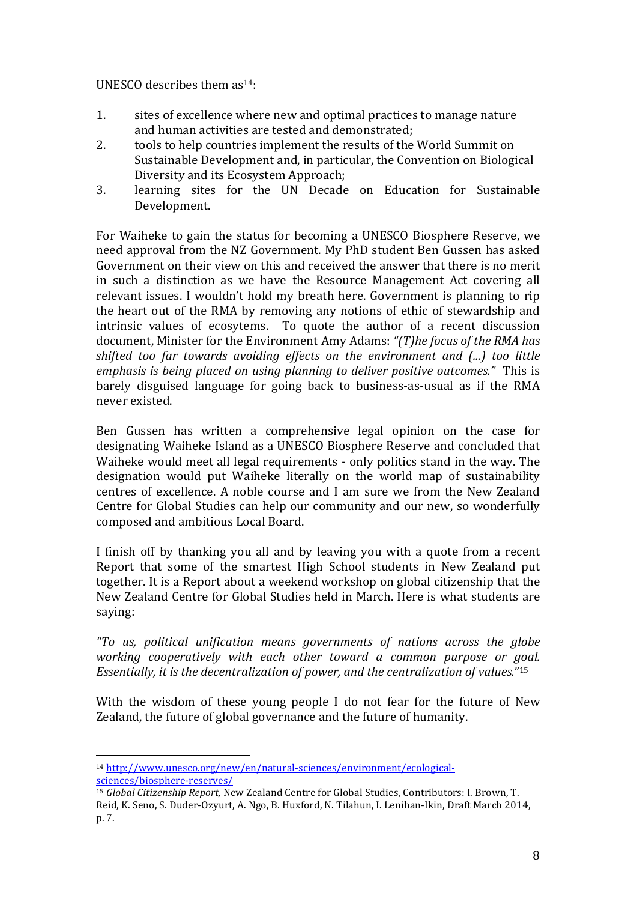UNESCO describes them as[14]:

1. sites of excellence where new and optimal practices to manage nature and human activities are tested and demonstrated;
2. tools to help countries implement the results of the World Summit on Sustainable Development and, in particular, the Convention on Biological Diversity and its Ecosystem Approach;
3. learning sites for the UN Decade on Education for Sustainable Development.

For Waiheke to gain the status for becoming a UNESCO Biosphere Reserve, we need approval from the NZ Government. My PhD student Ben Gussen has asked Government on their view on this and received the answer that there is no merit in such a distinction as we have the Resource Management Act covering all relevant issues. I wouldn't hold my breath here. Government is planning to rip the heart out of the RMA by removing any notions of ethic of stewardship and intrinsic values of ecosytems. To quote the author of a recent discussion document, Minister for the Environment Amy Adams: *"(T)he focus of the RMA has shifted too far towards avoiding effects on the environment and (...) too little emphasis is being placed on using planning to deliver positive outcomes."* This is barely disguised language for going back to business-as-usual as if the RMA never existed.

Ben Gussen has written a comprehensive legal opinion on the case for designating Waiheke Island as a UNESCO Biosphere Reserve and concluded that Waiheke would meet all legal requirements - only politics stand in the way. The designation would put Waiheke literally on the world map of sustainability centres of excellence. A noble course and I am sure we from the New Zealand Centre for Global Studies can help our community and our new, so wonderfully composed and ambitious Local Board.

I finish off by thanking you all and by leaving you with a quote from a recent Report that some of the smartest High School students in New Zealand put together. It is a Report about a weekend workshop on global citizenship that the New Zealand Centre for Global Studies held in March. Here is what students are saying:

*"To us, political unification means governments of nations across the globe working cooperatively with each other toward a common purpose or goal. Essentially, it is the decentralization of power, and the centralization of values."*[15]

With the wisdom of these young people I do not fear for the future of New Zealand, the future of global governance and the future of humanity.

---

[14] http://www.unesco.org/new/en/natural-sciences/environment/ecological-sciences/biosphere-reserves/

[15] *Global Citizenship Report,* New Zealand Centre for Global Studies, Contributors: I. Brown, T. Reid, K. Seno, S. Duder-Ozyurt, A. Ngo, B. Huxford, N. Tilahun, I. Lenihan-Ikin, Draft March 2014, p. 7.